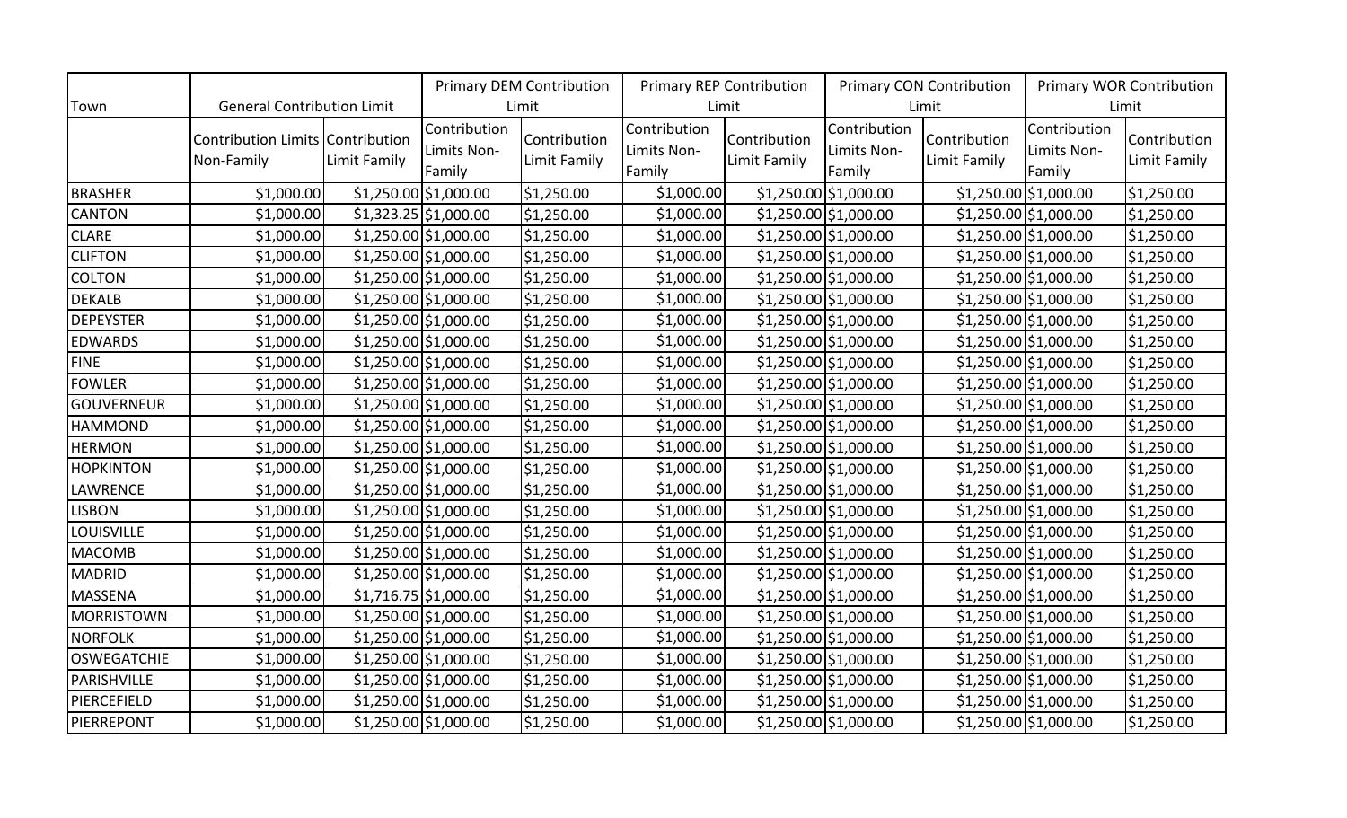| Town | General Contribution Limit | | Primary DEM Contribution Limit | | Primary REP Contribution Limit | | Primary CON Contribution Limit | | Primary WOR Contribution Limit | |
|---|---|---|---|---|---|---|---|---|---|---|
| | Contribution Limits Non-Family | Contribution Limit Family | Contribution Limits Non-Family | Contribution Limit Family | Contribution Limits Non-Family | Contribution Limit Family | Contribution Limits Non-Family | Contribution Limit Family | Contribution Limits Non-Family | Contribution Limit Family |
| BRASHER | $1,000.00 | $1,250.00 | $1,000.00 | $1,250.00 | $1,000.00 | $1,250.00 | $1,000.00 | $1,250.00 | $1,000.00 | $1,250.00 |
| CANTON | $1,000.00 | $1,323.25 | $1,000.00 | $1,250.00 | $1,000.00 | $1,250.00 | $1,000.00 | $1,250.00 | $1,000.00 | $1,250.00 |
| CLARE | $1,000.00 | $1,250.00 | $1,000.00 | $1,250.00 | $1,000.00 | $1,250.00 | $1,000.00 | $1,250.00 | $1,000.00 | $1,250.00 |
| CLIFTON | $1,000.00 | $1,250.00 | $1,000.00 | $1,250.00 | $1,000.00 | $1,250.00 | $1,000.00 | $1,250.00 | $1,000.00 | $1,250.00 |
| COLTON | $1,000.00 | $1,250.00 | $1,000.00 | $1,250.00 | $1,000.00 | $1,250.00 | $1,000.00 | $1,250.00 | $1,000.00 | $1,250.00 |
| DEKALB | $1,000.00 | $1,250.00 | $1,000.00 | $1,250.00 | $1,000.00 | $1,250.00 | $1,000.00 | $1,250.00 | $1,000.00 | $1,250.00 |
| DEPEYSTER | $1,000.00 | $1,250.00 | $1,000.00 | $1,250.00 | $1,000.00 | $1,250.00 | $1,000.00 | $1,250.00 | $1,000.00 | $1,250.00 |
| EDWARDS | $1,000.00 | $1,250.00 | $1,000.00 | $1,250.00 | $1,000.00 | $1,250.00 | $1,000.00 | $1,250.00 | $1,000.00 | $1,250.00 |
| FINE | $1,000.00 | $1,250.00 | $1,000.00 | $1,250.00 | $1,000.00 | $1,250.00 | $1,000.00 | $1,250.00 | $1,000.00 | $1,250.00 |
| FOWLER | $1,000.00 | $1,250.00 | $1,000.00 | $1,250.00 | $1,000.00 | $1,250.00 | $1,000.00 | $1,250.00 | $1,000.00 | $1,250.00 |
| GOUVERNEUR | $1,000.00 | $1,250.00 | $1,000.00 | $1,250.00 | $1,000.00 | $1,250.00 | $1,000.00 | $1,250.00 | $1,000.00 | $1,250.00 |
| HAMMOND | $1,000.00 | $1,250.00 | $1,000.00 | $1,250.00 | $1,000.00 | $1,250.00 | $1,000.00 | $1,250.00 | $1,000.00 | $1,250.00 |
| HERMON | $1,000.00 | $1,250.00 | $1,000.00 | $1,250.00 | $1,000.00 | $1,250.00 | $1,000.00 | $1,250.00 | $1,000.00 | $1,250.00 |
| HOPKINTON | $1,000.00 | $1,250.00 | $1,000.00 | $1,250.00 | $1,000.00 | $1,250.00 | $1,000.00 | $1,250.00 | $1,000.00 | $1,250.00 |
| LAWRENCE | $1,000.00 | $1,250.00 | $1,000.00 | $1,250.00 | $1,000.00 | $1,250.00 | $1,000.00 | $1,250.00 | $1,000.00 | $1,250.00 |
| LISBON | $1,000.00 | $1,250.00 | $1,000.00 | $1,250.00 | $1,000.00 | $1,250.00 | $1,000.00 | $1,250.00 | $1,000.00 | $1,250.00 |
| LOUISVILLE | $1,000.00 | $1,250.00 | $1,000.00 | $1,250.00 | $1,000.00 | $1,250.00 | $1,000.00 | $1,250.00 | $1,000.00 | $1,250.00 |
| MACOMB | $1,000.00 | $1,250.00 | $1,000.00 | $1,250.00 | $1,000.00 | $1,250.00 | $1,000.00 | $1,250.00 | $1,000.00 | $1,250.00 |
| MADRID | $1,000.00 | $1,250.00 | $1,000.00 | $1,250.00 | $1,000.00 | $1,250.00 | $1,000.00 | $1,250.00 | $1,000.00 | $1,250.00 |
| MASSENA | $1,000.00 | $1,716.75 | $1,000.00 | $1,250.00 | $1,000.00 | $1,250.00 | $1,000.00 | $1,250.00 | $1,000.00 | $1,250.00 |
| MORRISTOWN | $1,000.00 | $1,250.00 | $1,000.00 | $1,250.00 | $1,000.00 | $1,250.00 | $1,000.00 | $1,250.00 | $1,000.00 | $1,250.00 |
| NORFOLK | $1,000.00 | $1,250.00 | $1,000.00 | $1,250.00 | $1,000.00 | $1,250.00 | $1,000.00 | $1,250.00 | $1,000.00 | $1,250.00 |
| OSWEGATCHIE | $1,000.00 | $1,250.00 | $1,000.00 | $1,250.00 | $1,000.00 | $1,250.00 | $1,000.00 | $1,250.00 | $1,000.00 | $1,250.00 |
| PARISHVILLE | $1,000.00 | $1,250.00 | $1,000.00 | $1,250.00 | $1,000.00 | $1,250.00 | $1,000.00 | $1,250.00 | $1,000.00 | $1,250.00 |
| PIERCEFIELD | $1,000.00 | $1,250.00 | $1,000.00 | $1,250.00 | $1,000.00 | $1,250.00 | $1,000.00 | $1,250.00 | $1,000.00 | $1,250.00 |
| PIERREPONT | $1,000.00 | $1,250.00 | $1,000.00 | $1,250.00 | $1,000.00 | $1,250.00 | $1,000.00 | $1,250.00 | $1,000.00 | $1,250.00 |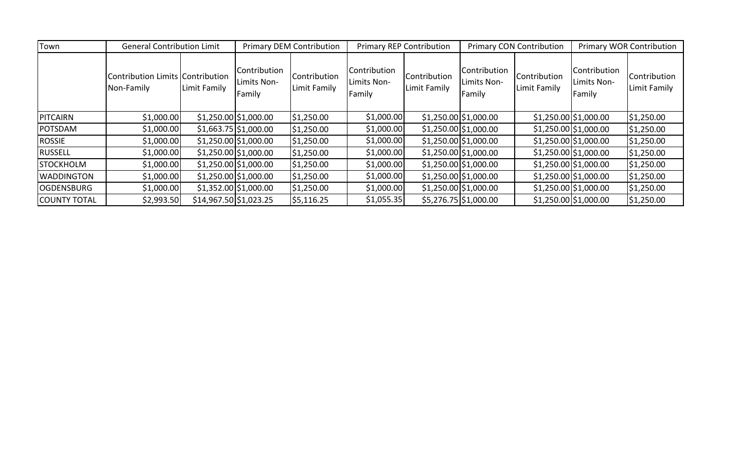| Town | General Contribution Limit | | Primary DEM Contribution | | Primary REP Contribution | | Primary CON Contribution | | Primary WOR Contribution | |
|---|---|---|---|---|---|---|---|---|---|---|
| | Contribution Limits Non-Family | Contribution Limit Family | Contribution Limits Non-Family | Contribution Limit Family | Contribution Limits Non-Family | Contribution Limit Family | Contribution Limits Non-Family | Contribution Limit Family | Contribution Limits Non-Family | Contribution Limit Family |
| PITCAIRN | $1,000.00 | $1,250.00 | $1,000.00 | $1,250.00 | $1,000.00 | $1,250.00 | $1,000.00 | $1,250.00 | $1,000.00 | $1,250.00 |
| POTSDAM | $1,000.00 | $1,663.75 | $1,000.00 | $1,250.00 | $1,000.00 | $1,250.00 | $1,000.00 | $1,250.00 | $1,000.00 | $1,250.00 |
| ROSSIE | $1,000.00 | $1,250.00 | $1,000.00 | $1,250.00 | $1,000.00 | $1,250.00 | $1,000.00 | $1,250.00 | $1,000.00 | $1,250.00 |
| RUSSELL | $1,000.00 | $1,250.00 | $1,000.00 | $1,250.00 | $1,000.00 | $1,250.00 | $1,000.00 | $1,250.00 | $1,000.00 | $1,250.00 |
| STOCKHOLM | $1,000.00 | $1,250.00 | $1,000.00 | $1,250.00 | $1,000.00 | $1,250.00 | $1,000.00 | $1,250.00 | $1,000.00 | $1,250.00 |
| WADDINGTON | $1,000.00 | $1,250.00 | $1,000.00 | $1,250.00 | $1,000.00 | $1,250.00 | $1,000.00 | $1,250.00 | $1,000.00 | $1,250.00 |
| OGDENSBURG | $1,000.00 | $1,352.00 | $1,000.00 | $1,250.00 | $1,000.00 | $1,250.00 | $1,000.00 | $1,250.00 | $1,000.00 | $1,250.00 |
| COUNTY TOTAL | $2,993.50 | $14,967.50 | $1,023.25 | $5,116.25 | $1,055.35 | $5,276.75 | $1,000.00 | $1,250.00 | $1,000.00 | $1,250.00 |